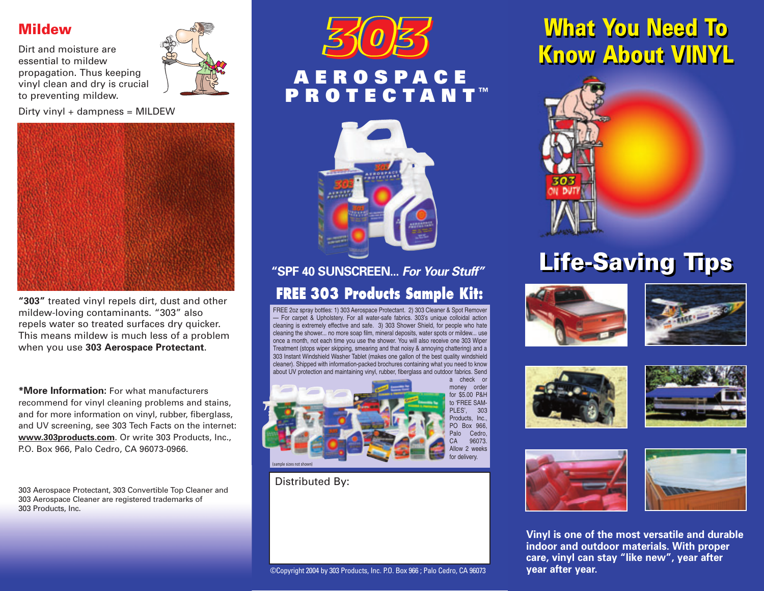## Mildew

Dirt and moisture are essential to mildew propagation. Thus keeping vinyl clean and dry is crucial to preventing mildew.

Dirty vinyl + dampness = MILDEW

**"303"** treated vinyl repels dirt, dust and other mildew-loving contaminants. "303" also repels water so treated surfaces dry quicker. This means mildew is much less of a problem when you use **303 Aerospace Protectant**.

***More Information:** For what manufacturers recommend for vinyl cleaning problems and stains, and for more information on vinyl, rubber, fiberglass, and UV screening, see 303 Tech Facts on the internet: **www.303products.com**. Or write 303 Products, Inc., P.O. Box 966, Palo Cedro, CA 96073-0966.

303 Aerospace Protectant, 303 Convertible Top Cleaner and 303 Aerospace Cleaner are registered trademarks of 303 Products, Inc.

# 303 AEROSPACE PROTECTANT™

**"SPF 40 SUNSCREEN... *For Your Stuff*"**

## FREE 303 Products Sample Kit:

FREE 2oz spray bottles: 1) 303 Aerospace Protectant. 2) 303 Cleaner & Spot Remover — For carpet & Upholstery. For all water-safe fabrics. 303's unique colloidal action cleaning is extremely effective and safe. 3) 303 Shower Shield, for people who hate cleaning the shower... no more soap film, mineral deposits, water spots or mildew... use once a month, not each time you use the shower. You will also receive one 303 Wiper Treatment (stops wiper skipping, smearing and that noisy & annoying chattering) and a 303 Instant Windshield Washer Tablet (makes one gallon of the best quality windshield cleaner). Shipped with information-packed brochures containing what you need to know about UV protection and maintaining vinyl, rubber, fiberglass and outdoor fabrics. Send a check or money order for $5.00 P&H to 'FREE SAMPLES', 303 Products, Inc., PO Box 966, Palo Cedro, CA 96073. Allow 2 weeks for delivery.

(sample sizes not shown)

Distributed By:

©Copyright 2004 by 303 Products, Inc. P.O. Box 966 ; Palo Cedro, CA 96073

# What You Need To Know About VINYL

303 ON DUTY

## Life-Saving Tips

**Vinyl is one of the most versatile and durable indoor and outdoor materials. With proper care, vinyl can stay "like new", year after year after year.**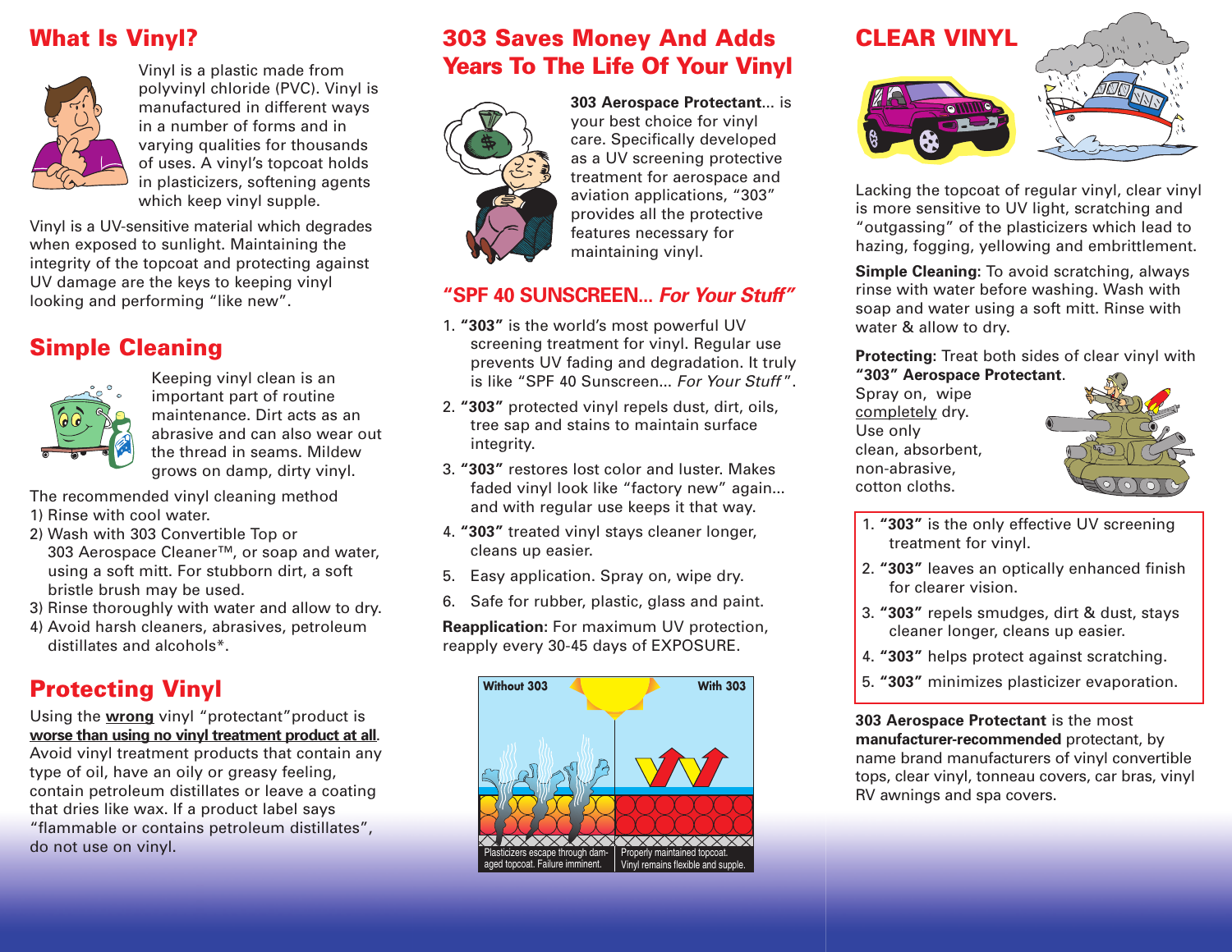## What Is Vinyl?

Vinyl is a plastic made from polyvinyl chloride (PVC). Vinyl is manufactured in different ways in a number of forms and in varying qualities for thousands of uses. A vinyl's topcoat holds in plasticizers, softening agents which keep vinyl supple.

Vinyl is a UV-sensitive material which degrades when exposed to sunlight. Maintaining the integrity of the topcoat and protecting against UV damage are the keys to keeping vinyl looking and performing "like new".

## Simple Cleaning

Keeping vinyl clean is an important part of routine maintenance. Dirt acts as an abrasive and can also wear out the thread in seams. Mildew grows on damp, dirty vinyl.

The recommended vinyl cleaning method

1) Rinse with cool water.
2) Wash with 303 Convertible Top or 303 Aerospace Cleaner™, or soap and water, using a soft mitt. For stubborn dirt, a soft bristle brush may be used.
3) Rinse thoroughly with water and allow to dry.
4) Avoid harsh cleaners, abrasives, petroleum distillates and alcohols*.

## Protecting Vinyl

Using the **wrong** vinyl "protectant"product is **worse than using no vinyl treatment product at all**. Avoid vinyl treatment products that contain any type of oil, have an oily or greasy feeling, contain petroleum distillates or leave a coating that dries like wax. If a product label says "flammable or contains petroleum distillates", do not use on vinyl.

## 303 Saves Money And Adds Years To The Life Of Your Vinyl

**303 Aerospace Protectant**... is your best choice for vinyl care. Specifically developed as a UV screening protective treatment for aerospace and aviation applications, "303" provides all the protective features necessary for maintaining vinyl.

### "SPF 40 SUNSCREEN... *For Your Stuff*"

1. **"303"** is the world's most powerful UV screening treatment for vinyl. Regular use prevents UV fading and degradation. It truly is like "SPF 40 Sunscreen... *For Your Stuff*".
2. **"303"** protected vinyl repels dust, dirt, oils, tree sap and stains to maintain surface integrity.
3. **"303"** restores lost color and luster. Makes faded vinyl look like "factory new" again... and with regular use keeps it that way.
4. **"303"** treated vinyl stays cleaner longer, cleans up easier.
5. Easy application. Spray on, wipe dry.
6. Safe for rubber, plastic, glass and paint.

**Reapplication**: For maximum UV protection, reapply every 30-45 days of EXPOSURE.

Without 303

With 303

Plasticizers escape through damaged topcoat. Failure imminent.

Properly maintained topcoat. Vinyl remains flexible and supple.

## CLEAR VINYL

Lacking the topcoat of regular vinyl, clear vinyl is more sensitive to UV light, scratching and "outgassing" of the plasticizers which lead to hazing, fogging, yellowing and embrittlement.

**Simple Cleaning:** To avoid scratching, always rinse with water before washing. Wash with soap and water using a soft mitt. Rinse with water & allow to dry.

**Protecting:** Treat both sides of clear vinyl with **"303" Aerospace Protectant**. Spray on, wipe completely dry. Use only clean, absorbent, non-abrasive, cotton cloths.

1. **"303"** is the only effective UV screening treatment for vinyl.
2. **"303"** leaves an optically enhanced finish for clearer vision.
3. **"303"** repels smudges, dirt & dust, stays cleaner longer, cleans up easier.
4. **"303"** helps protect against scratching.
5. **"303"** minimizes plasticizer evaporation.

**303 Aerospace Protectant** is the most **manufacturer-recommended** protectant, by name brand manufacturers of vinyl convertible tops, clear vinyl, tonneau covers, car bras, vinyl RV awnings and spa covers.